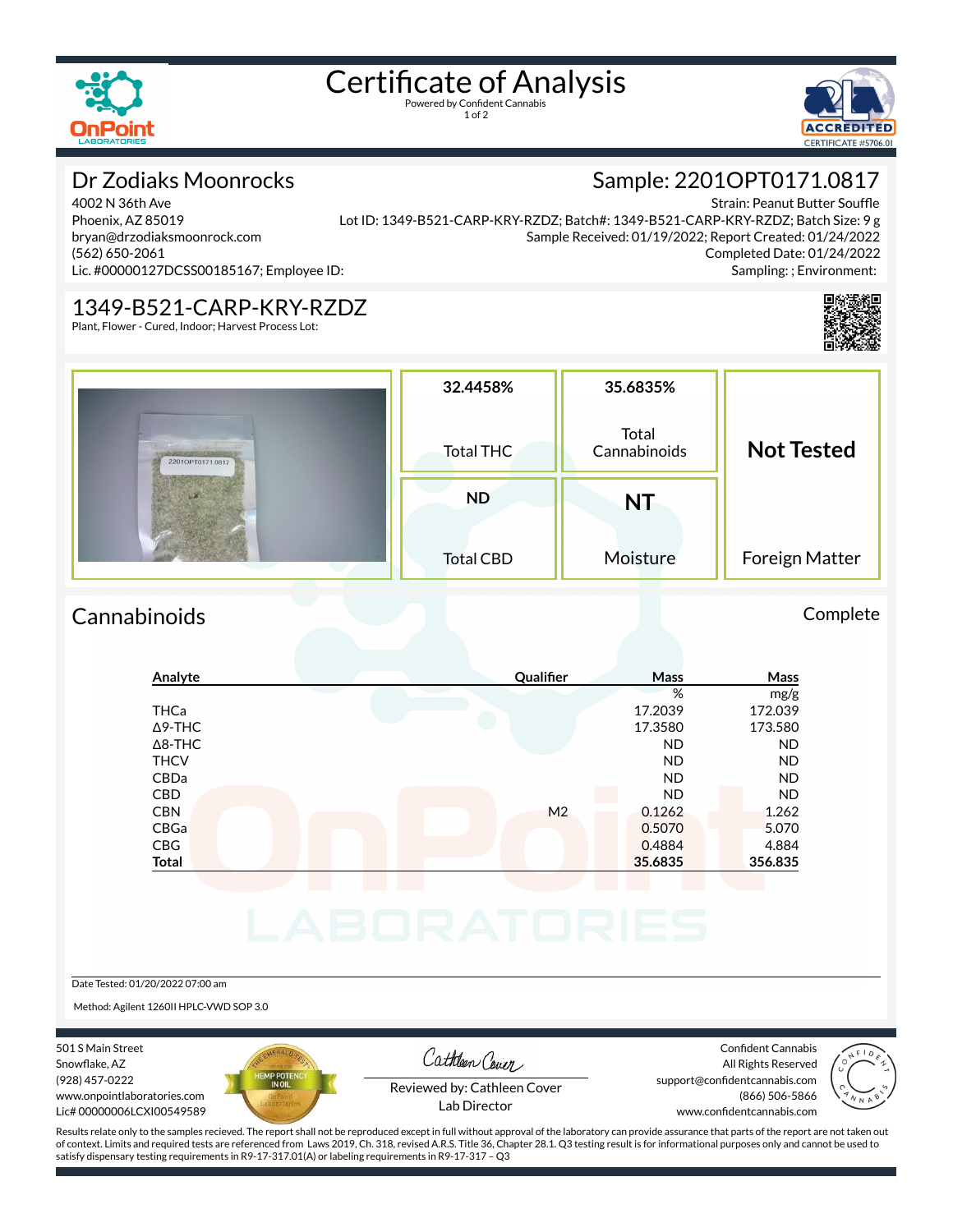# Certificate of Analysis

Powered by Confident Cannabis

## Dr Zodiaks Moonrocks

4002 N 36th Ave
Phoenix, AZ 85019
bryan@drzodiaksmoonrock.com
(562) 650-2061
Lic. #00000127DCSS00185167; Employee ID:

## Sample: 2201OPT0171.0817

Strain: Peanut Butter Souffle
Lot ID: 1349-B521-CARP-KRY-RZDZ; Batch#: 1349-B521-CARP-KRY-RZDZ; Batch Size: 9 g
Sample Received: 01/19/2022; Report Created: 01/24/2022
Completed Date: 01/24/2022
Sampling: ; Environment:

## 1349-B521-CARP-KRY-RZDZ

Plant, Flower - Cured, Indoor; Harvest Process Lot:

| 32.4458% | 35.6835% | Not Tested |
|---|---|---|
| Total THC | Total Cannabinoids | |
| ND | NT | |
| Total CBD | Moisture | Foreign Matter |

## Cannabinoids

Complete

| Analyte | Qualifier | Mass % | Mass mg/g |
|---|---|---|---|
| THCa | | 17.2039 | 172.039 |
| Δ9-THC | | 17.3580 | 173.580 |
| Δ8-THC | | ND | ND |
| THCV | | ND | ND |
| CBDa | | ND | ND |
| CBD | | ND | ND |
| CBN | M2 | 0.1262 | 1.262 |
| CBGa | | 0.5070 | 5.070 |
| CBG | | 0.4884 | 4.884 |
| **Total** | | **35.6835** | **356.835** |

Date Tested: 01/20/2022 07:00 am

Method: Agilent 1260II HPLC-VWD SOP 3.0

501 S Main Street
Snowflake, AZ
(928) 457-0222
www.onpointlaboratories.com
Lic# 00000006LCXI00549589

Reviewed by: Cathleen Cover
Lab Director

Confident Cannabis
All Rights Reserved
support@confidentcannabis.com
(866) 506-5866
www.confidentcannabis.com

Results relate only to the samples recieved. The report shall not be reproduced except in full without approval of the laboratory can provide assurance that parts of the report are not taken out of context. Limits and required tests are referenced from Laws 2019, Ch. 318, revised A.R.S. Title 36, Chapter 28.1. Q3 testing result is for informational purposes only and cannot be used to satisfy dispensary testing requirements in R9-17-317.01(A) or labeling requirements in R9-17-317 – Q3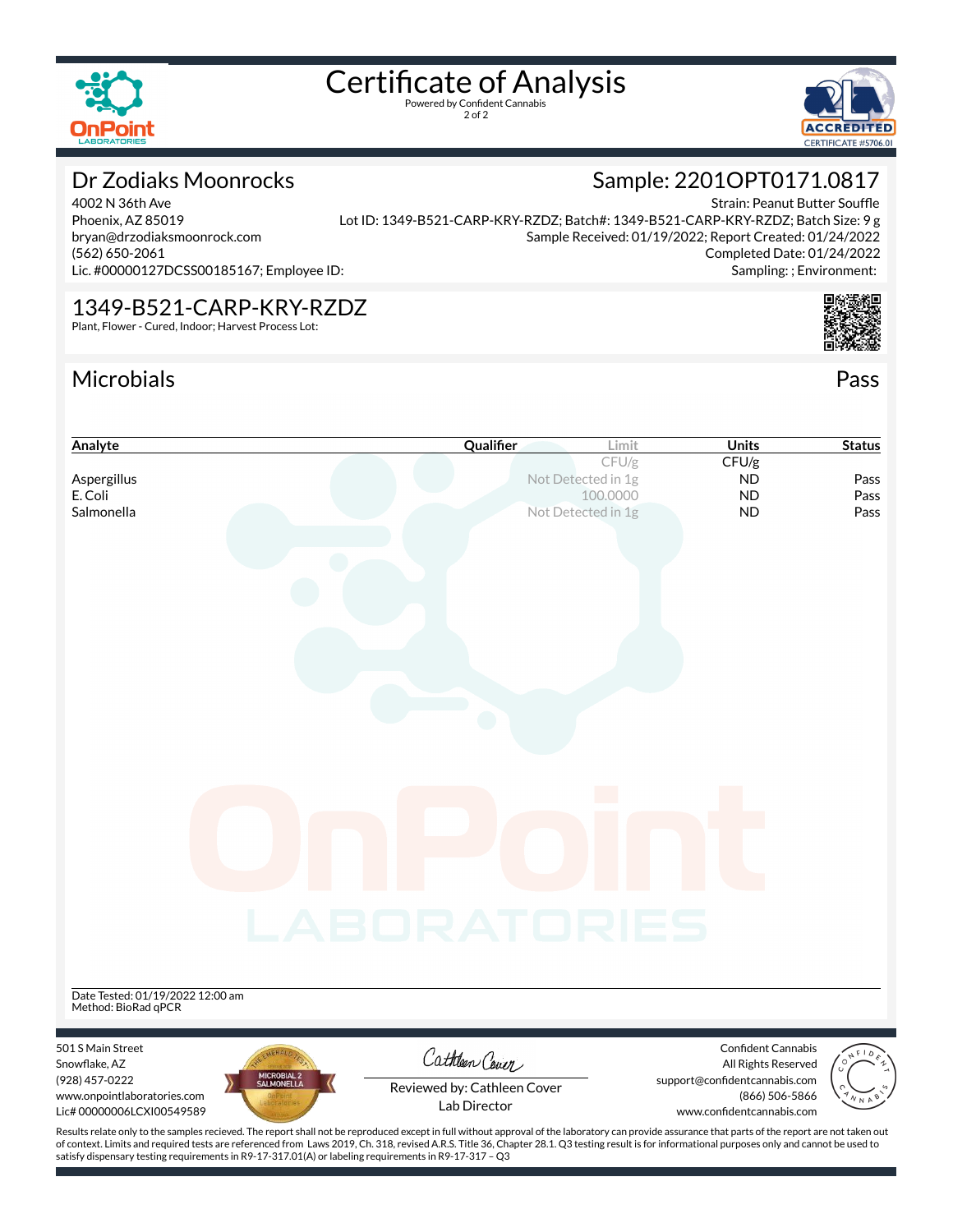# Certificate of Analysis

Powered by Confident Cannabis

## Dr Zodiaks Moonrocks

4002 N 36th Ave
Phoenix, AZ 85019
bryan@drzodiaksmoonrock.com
(562) 650-2061
Lic. #00000127DCSS00185167; Employee ID:

## Sample: 2201OPT0171.0817

Strain: Peanut Butter Souffle
Lot ID: 1349-B521-CARP-KRY-RZDZ; Batch#: 1349-B521-CARP-KRY-RZDZ; Batch Size: 9 g
Sample Received: 01/19/2022; Report Created: 01/24/2022
Completed Date: 01/24/2022
Sampling: ; Environment:

## 1349-B521-CARP-KRY-RZDZ

Plant, Flower - Cured, Indoor; Harvest Process Lot:

## Microbials

Pass

| Analyte | Qualifier | Limit | Units | Status |
|---|---|---|---|---|
| | | CFU/g | CFU/g | |
| Aspergillus | | Not Detected in 1g | ND | Pass |
| E. Coli | | 100.0000 | ND | Pass |
| Salmonella | | Not Detected in 1g | ND | Pass |

Date Tested: 01/19/2022 12:00 am
Method: BioRad qPCR

501 S Main Street
Snowflake, AZ
(928) 457-0222
www.onpointlaboratories.com
Lic# 00000006LCXI00549589

Reviewed by: Cathleen Cover
Lab Director

Confident Cannabis
All Rights Reserved
support@confidentcannabis.com
(866) 506-5866
www.confidentcannabis.com

Results relate only to the samples recieved. The report shall not be reproduced except in full without approval of the laboratory can provide assurance that parts of the report are not taken out of context. Limits and required tests are referenced from Laws 2019, Ch. 318, revised A.R.S. Title 36, Chapter 28.1. Q3 testing result is for informational purposes only and cannot be used to satisfy dispensary testing requirements in R9-17-317.01(A) or labeling requirements in R9-17-317 – Q3